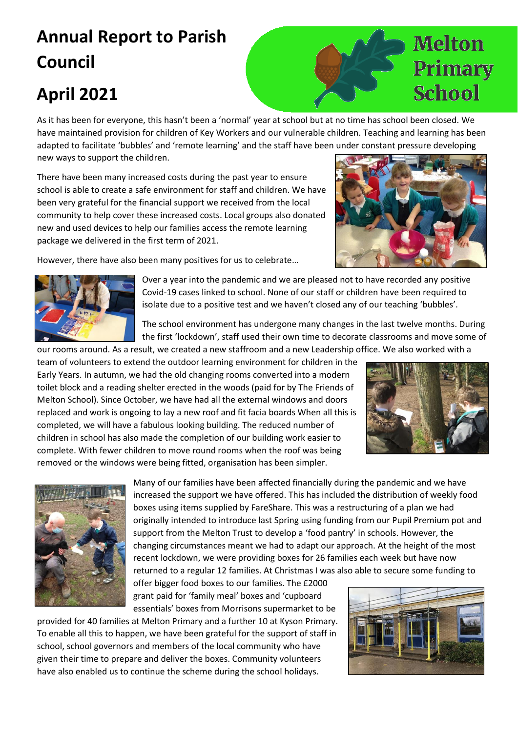# Annual Report to Parish Council

# April 2021

Melton Primary School

As it has been for everyone, this hasn't been a 'normal' year at school but at no time has school been closed. We have maintained provision for children of Key Workers and our vulnerable children. Teaching and learning has been adapted to facilitate 'bubbles' and 'remote learning' and the staff have been under constant pressure developing new ways to support the children.

There have been many increased costs during the past year to ensure school is able to create a safe environment for staff and children. We have been very grateful for the financial support we received from the local community to help cover these increased costs. Local groups also donated new and used devices to help our families access the remote learning package we delivered in the first term of 2021.

However, there have also been many positives for us to celebrate…

Over a year into the pandemic and we are pleased not to have recorded any positive Covid-19 cases linked to school. None of our staff or children have been required to isolate due to a positive test and we haven't closed any of our teaching 'bubbles'.

The school environment has undergone many changes in the last twelve months. During the first 'lockdown', staff used their own time to decorate classrooms and move some of our rooms around. As a result, we created a new staffroom and a new Leadership office. We also worked with a team of volunteers to extend the outdoor learning environment for children in the Early Years. In autumn, we had the old changing rooms converted into a modern toilet block and a reading shelter erected in the woods (paid for by The Friends of Melton School). Since October, we have had all the external windows and doors replaced and work is ongoing to lay a new roof and fit facia boards When all this is completed, we will have a fabulous looking building. The reduced number of children in school has also made the completion of our building work easier to complete. With fewer children to move round rooms when the roof was being removed or the windows were being fitted, organisation has been simpler.

Many of our families have been affected financially during the pandemic and we have increased the support we have offered. This has included the distribution of weekly food boxes using items supplied by FareShare. This was a restructuring of a plan we had originally intended to introduce last Spring using funding from our Pupil Premium pot and support from the Melton Trust to develop a 'food pantry' in schools. However, the changing circumstances meant we had to adapt our approach. At the height of the most recent lockdown, we were providing boxes for 26 families each week but have now returned to a regular 12 families. At Christmas I was also able to secure some funding to offer bigger food boxes to our families. The £2000 grant paid for 'family meal' boxes and 'cupboard essentials' boxes from Morrisons supermarket to be provided for 40 families at Melton Primary and a further 10 at Kyson Primary. To enable all this to happen, we have been grateful for the support of staff in school, school governors and members of the local community who have given their time to prepare and deliver the boxes. Community volunteers have also enabled us to continue the scheme during the school holidays.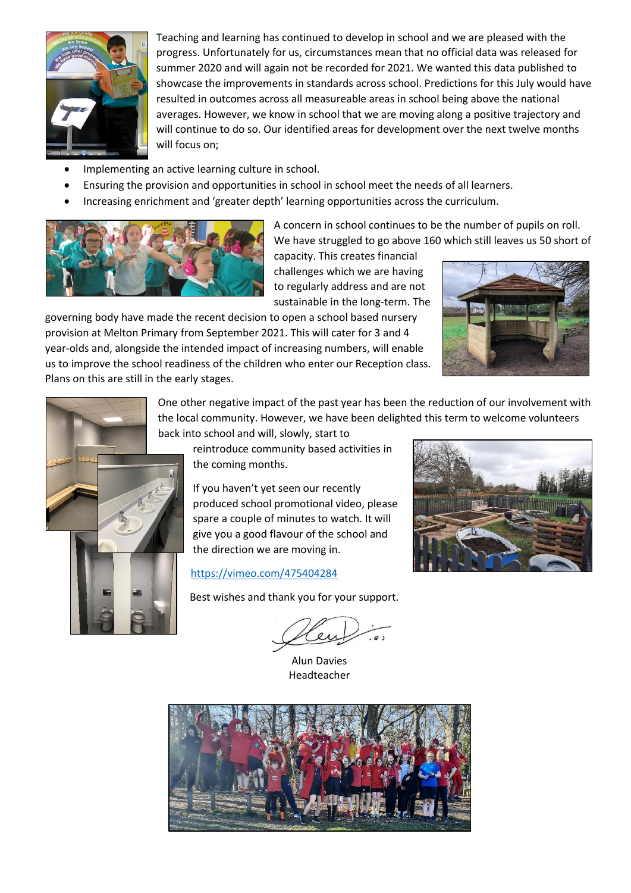Teaching and learning has continued to develop in school and we are pleased with the progress. Unfortunately for us, circumstances mean that no official data was released for summer 2020 and will again not be recorded for 2021. We wanted this data published to showcase the improvements in standards across school. Predictions for this July would have resulted in outcomes across all measureable areas in school being above the national averages. However, we know in school that we are moving along a positive trajectory and will continue to do so. Our identified areas for development over the next twelve months will focus on;

- Implementing an active learning culture in school.
- Ensuring the provision and opportunities in school in school meet the needs of all learners.
- Increasing enrichment and 'greater depth' learning opportunities across the curriculum.

A concern in school continues to be the number of pupils on roll. We have struggled to go above 160 which still leaves us 50 short of capacity. This creates financial challenges which we are having to regularly address and are not sustainable in the long-term. The governing body have made the recent decision to open a school based nursery provision at Melton Primary from September 2021. This will cater for 3 and 4 year-olds and, alongside the intended impact of increasing numbers, will enable us to improve the school readiness of the children who enter our Reception class. Plans on this are still in the early stages.

One other negative impact of the past year has been the reduction of our involvement with the local community. However, we have been delighted this term to welcome volunteers back into school and will, slowly, start to reintroduce community based activities in the coming months.

If you haven't yet seen our recently produced school promotional video, please spare a couple of minutes to watch. It will give you a good flavour of the school and the direction we are moving in.

https://vimeo.com/475404284

Best wishes and thank you for your support.

Alun Davies
Headteacher